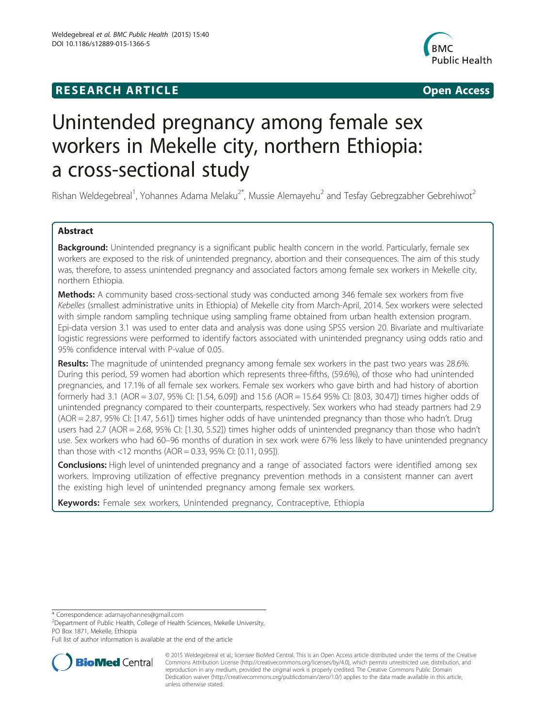RESEARCH ARTICLE Open Access

# Unintended pregnancy among female sex workers in Mekelle city, northern Ethiopia: a cross-sectional study

Rishan Weldegebreal[1], Yohannes Adama Melaku[2*], Mussie Alemayehu[2] and Tesfay Gebregzabher Gebrehiwot[2]

## Abstract

**Background:** Unintended pregnancy is a significant public health concern in the world. Particularly, female sex workers are exposed to the risk of unintended pregnancy, abortion and their consequences. The aim of this study was, therefore, to assess unintended pregnancy and associated factors among female sex workers in Mekelle city, northern Ethiopia.

**Methods:** A community based cross-sectional study was conducted among 346 female sex workers from five *Kebelles* (smallest administrative units in Ethiopia) of Mekelle city from March-April, 2014. Sex workers were selected with simple random sampling technique using sampling frame obtained from urban health extension program. Epi-data version 3.1 was used to enter data and analysis was done using SPSS version 20. Bivariate and multivariate logistic regressions were performed to identify factors associated with unintended pregnancy using odds ratio and 95% confidence interval with P-value of 0.05.

**Results:** The magnitude of unintended pregnancy among female sex workers in the past two years was 28.6%. During this period, 59 women had abortion which represents three-fifths, (59.6%), of those who had unintended pregnancies, and 17.1% of all female sex workers. Female sex workers who gave birth and had history of abortion formerly had 3.1 (AOR = 3.07, 95% CI: [1.54, 6.09]) and 15.6 (AOR = 15.64 95% CI: [8.03, 30.47]) times higher odds of unintended pregnancy compared to their counterparts, respectively. Sex workers who had steady partners had 2.9 (AOR = 2.87, 95% CI: [1.47, 5.61]) times higher odds of have unintended pregnancy than those who hadn't. Drug users had 2.7 (AOR = 2.68, 95% CI: [1.30, 5.52]) times higher odds of unintended pregnancy than those who hadn't use. Sex workers who had 60–96 months of duration in sex work were 67% less likely to have unintended pregnancy than those with <12 months (AOR = 0.33, 95% CI: [0.11, 0.95]).

**Conclusions:** High level of unintended pregnancy and a range of associated factors were identified among sex workers. Improving utilization of effective pregnancy prevention methods in a consistent manner can avert the existing high level of unintended pregnancy among female sex workers.

**Keywords:** Female sex workers, Unintended pregnancy, Contraceptive, Ethiopia

\* Correspondence: adamayohannes@gmail.com
[2]Department of Public Health, College of Health Sciences, Mekelle University, PO Box 1871, Mekelle, Ethiopia
Full list of author information is available at the end of the article

© 2015 Weldegebreal et al.; licensee BioMed Central. This is an Open Access article distributed under the terms of the Creative Commons Attribution License (http://creativecommons.org/licenses/by/4.0), which permits unrestricted use, distribution, and reproduction in any medium, provided the original work is properly credited. The Creative Commons Public Domain Dedication waiver (http://creativecommons.org/publicdomain/zero/1.0/) applies to the data made available in this article, unless otherwise stated.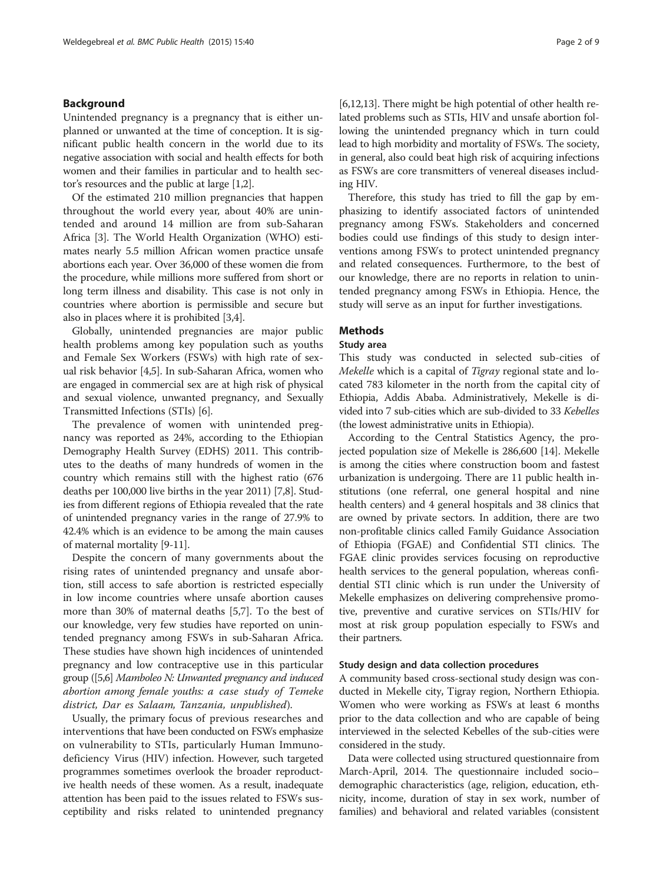## Background

Unintended pregnancy is a pregnancy that is either unplanned or unwanted at the time of conception. It is significant public health concern in the world due to its negative association with social and health effects for both women and their families in particular and to health sector's resources and the public at large [1,2].

Of the estimated 210 million pregnancies that happen throughout the world every year, about 40% are unintended and around 14 million are from sub-Saharan Africa [3]. The World Health Organization (WHO) estimates nearly 5.5 million African women practice unsafe abortions each year. Over 36,000 of these women die from the procedure, while millions more suffered from short or long term illness and disability. This case is not only in countries where abortion is permissible and secure but also in places where it is prohibited [3,4].

Globally, unintended pregnancies are major public health problems among key population such as youths and Female Sex Workers (FSWs) with high rate of sexual risk behavior [4,5]. In sub-Saharan Africa, women who are engaged in commercial sex are at high risk of physical and sexual violence, unwanted pregnancy, and Sexually Transmitted Infections (STIs) [6].

The prevalence of women with unintended pregnancy was reported as 24%, according to the Ethiopian Demography Health Survey (EDHS) 2011. This contributes to the deaths of many hundreds of women in the country which remains still with the highest ratio (676 deaths per 100,000 live births in the year 2011) [7,8]. Studies from different regions of Ethiopia revealed that the rate of unintended pregnancy varies in the range of 27.9% to 42.4% which is an evidence to be among the main causes of maternal mortality [9-11].

Despite the concern of many governments about the rising rates of unintended pregnancy and unsafe abortion, still access to safe abortion is restricted especially in low income countries where unsafe abortion causes more than 30% of maternal deaths [5,7]. To the best of our knowledge, very few studies have reported on unintended pregnancy among FSWs in sub-Saharan Africa. These studies have shown high incidences of unintended pregnancy and low contraceptive use in this particular group ([5,6] *Mamboleo N: Unwanted pregnancy and induced abortion among female youths: a case study of Temeke district, Dar es Salaam, Tanzania, unpublished*).

Usually, the primary focus of previous researches and interventions that have been conducted on FSWs emphasize on vulnerability to STIs, particularly Human Immunodeficiency Virus (HIV) infection. However, such targeted programmes sometimes overlook the broader reproductive health needs of these women. As a result, inadequate attention has been paid to the issues related to FSWs susceptibility and risks related to unintended pregnancy [6,12,13]. There might be high potential of other health related problems such as STIs, HIV and unsafe abortion following the unintended pregnancy which in turn could lead to high morbidity and mortality of FSWs. The society, in general, also could beat high risk of acquiring infections as FSWs are core transmitters of venereal diseases including HIV.

Therefore, this study has tried to fill the gap by emphasizing to identify associated factors of unintended pregnancy among FSWs. Stakeholders and concerned bodies could use findings of this study to design interventions among FSWs to protect unintended pregnancy and related consequences. Furthermore, to the best of our knowledge, there are no reports in relation to unintended pregnancy among FSWs in Ethiopia. Hence, the study will serve as an input for further investigations.

## Methods

### Study area

This study was conducted in selected sub-cities of *Mekelle* which is a capital of *Tigray* regional state and located 783 kilometer in the north from the capital city of Ethiopia, Addis Ababa. Administratively, Mekelle is divided into 7 sub-cities which are sub-divided to 33 *Kebelles* (the lowest administrative units in Ethiopia).

According to the Central Statistics Agency, the projected population size of Mekelle is 286,600 [14]. Mekelle is among the cities where construction boom and fastest urbanization is undergoing. There are 11 public health institutions (one referral, one general hospital and nine health centers) and 4 general hospitals and 38 clinics that are owned by private sectors. In addition, there are two non-profitable clinics called Family Guidance Association of Ethiopia (FGAE) and Confidential STI clinics. The FGAE clinic provides services focusing on reproductive health services to the general population, whereas confidential STI clinic which is run under the University of Mekelle emphasizes on delivering comprehensive promotive, preventive and curative services on STIs/HIV for most at risk group population especially to FSWs and their partners.

### Study design and data collection procedures

A community based cross-sectional study design was conducted in Mekelle city, Tigray region, Northern Ethiopia. Women who were working as FSWs at least 6 months prior to the data collection and who are capable of being interviewed in the selected Kebelles of the sub-cities were considered in the study.

Data were collected using structured questionnaire from March-April, 2014. The questionnaire included socio–demographic characteristics (age, religion, education, ethnicity, income, duration of stay in sex work, number of families) and behavioral and related variables (consistent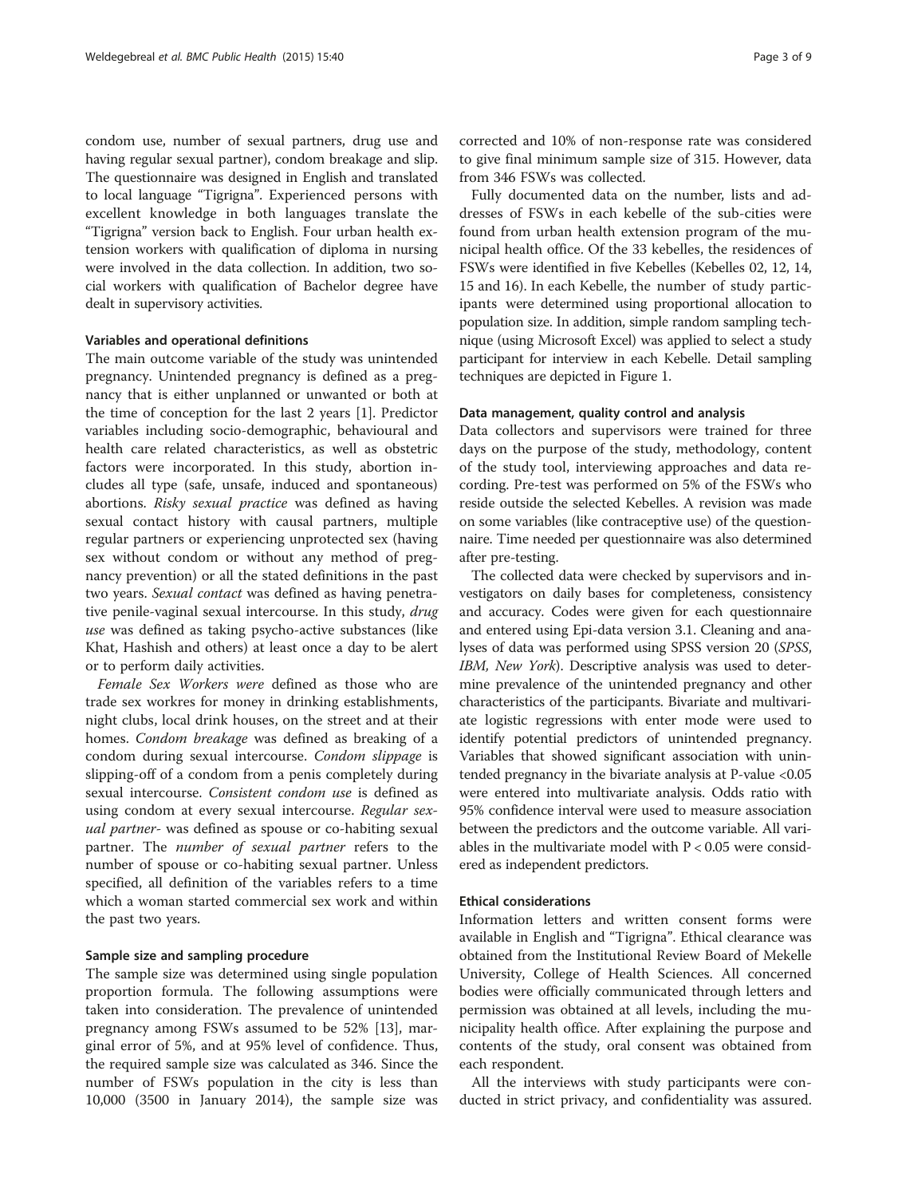condom use, number of sexual partners, drug use and having regular sexual partner), condom breakage and slip. The questionnaire was designed in English and translated to local language "Tigrigna". Experienced persons with excellent knowledge in both languages translate the "Tigrigna" version back to English. Four urban health extension workers with qualification of diploma in nursing were involved in the data collection. In addition, two social workers with qualification of Bachelor degree have dealt in supervisory activities.

### Variables and operational definitions

The main outcome variable of the study was unintended pregnancy. Unintended pregnancy is defined as a pregnancy that is either unplanned or unwanted or both at the time of conception for the last 2 years [1]. Predictor variables including socio-demographic, behavioural and health care related characteristics, as well as obstetric factors were incorporated. In this study, abortion includes all type (safe, unsafe, induced and spontaneous) abortions. *Risky sexual practice* was defined as having sexual contact history with causal partners, multiple regular partners or experiencing unprotected sex (having sex without condom or without any method of pregnancy prevention) or all the stated definitions in the past two years. *Sexual contact* was defined as having penetrative penile-vaginal sexual intercourse. In this study, *drug use* was defined as taking psycho-active substances (like Khat, Hashish and others) at least once a day to be alert or to perform daily activities.

*Female Sex Workers were* defined as those who are trade sex workres for money in drinking establishments, night clubs, local drink houses, on the street and at their homes. *Condom breakage* was defined as breaking of a condom during sexual intercourse. *Condom slippage* is slipping-off of a condom from a penis completely during sexual intercourse. *Consistent condom use* is defined as using condom at every sexual intercourse. *Regular sexual partner-* was defined as spouse or co-habiting sexual partner. The *number of sexual partner* refers to the number of spouse or co-habiting sexual partner. Unless specified, all definition of the variables refers to a time which a woman started commercial sex work and within the past two years.

### Sample size and sampling procedure

The sample size was determined using single population proportion formula. The following assumptions were taken into consideration. The prevalence of unintended pregnancy among FSWs assumed to be 52% [13], marginal error of 5%, and at 95% level of confidence. Thus, the required sample size was calculated as 346. Since the number of FSWs population in the city is less than 10,000 (3500 in January 2014), the sample size was corrected and 10% of non-response rate was considered to give final minimum sample size of 315. However, data from 346 FSWs was collected.

Fully documented data on the number, lists and addresses of FSWs in each kebelle of the sub-cities were found from urban health extension program of the municipal health office. Of the 33 kebelles, the residences of FSWs were identified in five Kebelles (Kebelles 02, 12, 14, 15 and 16). In each Kebelle, the number of study participants were determined using proportional allocation to population size. In addition, simple random sampling technique (using Microsoft Excel) was applied to select a study participant for interview in each Kebelle. Detail sampling techniques are depicted in Figure 1.

### Data management, quality control and analysis

Data collectors and supervisors were trained for three days on the purpose of the study, methodology, content of the study tool, interviewing approaches and data recording. Pre-test was performed on 5% of the FSWs who reside outside the selected Kebelles. A revision was made on some variables (like contraceptive use) of the questionnaire. Time needed per questionnaire was also determined after pre-testing.

The collected data were checked by supervisors and investigators on daily bases for completeness, consistency and accuracy. Codes were given for each questionnaire and entered using Epi-data version 3.1. Cleaning and analyses of data was performed using SPSS version 20 (*SPSS, IBM, New York*). Descriptive analysis was used to determine prevalence of the unintended pregnancy and other characteristics of the participants. Bivariate and multivariate logistic regressions with enter mode were used to identify potential predictors of unintended pregnancy. Variables that showed significant association with unintended pregnancy in the bivariate analysis at P-value <0.05 were entered into multivariate analysis. Odds ratio with 95% confidence interval were used to measure association between the predictors and the outcome variable. All variables in the multivariate model with $P < 0.05$ were considered as independent predictors.

### Ethical considerations

Information letters and written consent forms were available in English and "Tigrigna". Ethical clearance was obtained from the Institutional Review Board of Mekelle University, College of Health Sciences. All concerned bodies were officially communicated through letters and permission was obtained at all levels, including the municipality health office. After explaining the purpose and contents of the study, oral consent was obtained from each respondent.

All the interviews with study participants were conducted in strict privacy, and confidentiality was assured.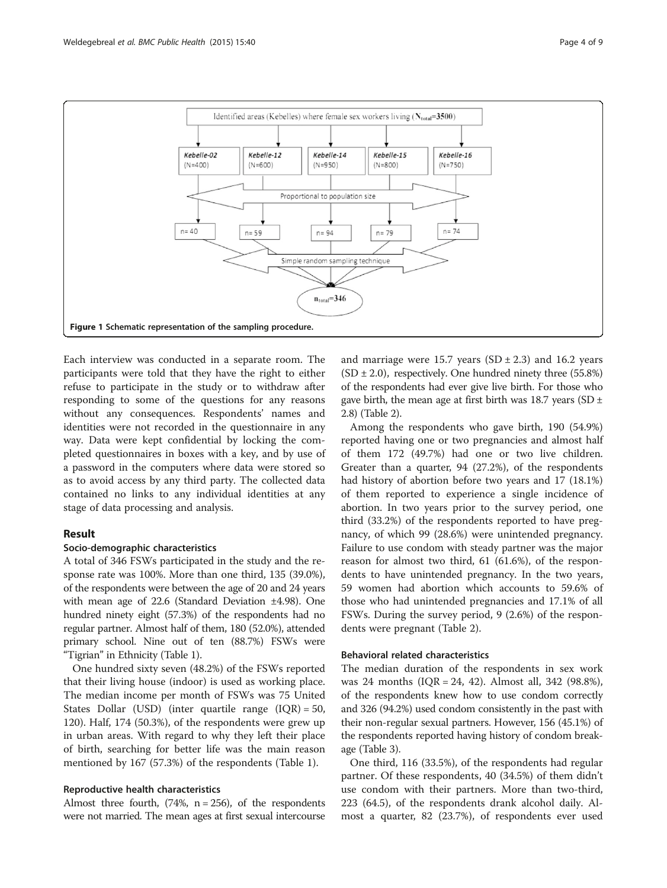Figure 1 Schematic representation of the sampling procedure.

Each interview was conducted in a separate room. The participants were told that they have the right to either refuse to participate in the study or to withdraw after responding to some of the questions for any reasons without any consequences. Respondents' names and identities were not recorded in the questionnaire in any way. Data were kept confidential by locking the completed questionnaires in boxes with a key, and by use of a password in the computers where data were stored so as to avoid access by any third party. The collected data contained no links to any individual identities at any stage of data processing and analysis.

## Result

### Socio-demographic characteristics

A total of 346 FSWs participated in the study and the response rate was 100%. More than one third, 135 (39.0%), of the respondents were between the age of 20 and 24 years with mean age of 22.6 (Standard Deviation ±4.98). One hundred ninety eight (57.3%) of the respondents had no regular partner. Almost half of them, 180 (52.0%), attended primary school. Nine out of ten (88.7%) FSWs were "Tigrian" in Ethnicity (Table 1).

One hundred sixty seven (48.2%) of the FSWs reported that their living house (indoor) is used as working place. The median income per month of FSWs was 75 United States Dollar (USD) (inter quartile range (IQR) = 50, 120). Half, 174 (50.3%), of the respondents were grew up in urban areas. With regard to why they left their place of birth, searching for better life was the main reason mentioned by 167 (57.3%) of the respondents (Table 1).

### Reproductive health characteristics

Almost three fourth, (74%, n = 256), of the respondents were not married. The mean ages at first sexual intercourse and marriage were 15.7 years (SD ± 2.3) and 16.2 years (SD ± 2.0), respectively. One hundred ninety three (55.8%) of the respondents had ever give live birth. For those who gave birth, the mean age at first birth was 18.7 years (SD ± 2.8) (Table 2).

Among the respondents who gave birth, 190 (54.9%) reported having one or two pregnancies and almost half of them 172 (49.7%) had one or two live children. Greater than a quarter, 94 (27.2%), of the respondents had history of abortion before two years and 17 (18.1%) of them reported to experience a single incidence of abortion. In two years prior to the survey period, one third (33.2%) of the respondents reported to have pregnancy, of which 99 (28.6%) were unintended pregnancy. Failure to use condom with steady partner was the major reason for almost two third, 61 (61.6%), of the respondents to have unintended pregnancy. In the two years, 59 women had abortion which accounts to 59.6% of those who had unintended pregnancies and 17.1% of all FSWs. During the survey period, 9 (2.6%) of the respondents were pregnant (Table 2).

### Behavioral related characteristics

The median duration of the respondents in sex work was 24 months (IQR = 24, 42). Almost all, 342 (98.8%), of the respondents knew how to use condom correctly and 326 (94.2%) used condom consistently in the past with their non-regular sexual partners. However, 156 (45.1%) of the respondents reported having history of condom breakage (Table 3).

One third, 116 (33.5%), of the respondents had regular partner. Of these respondents, 40 (34.5%) of them didn't use condom with their partners. More than two-third, 223 (64.5), of the respondents drank alcohol daily. Almost a quarter, 82 (23.7%), of respondents ever used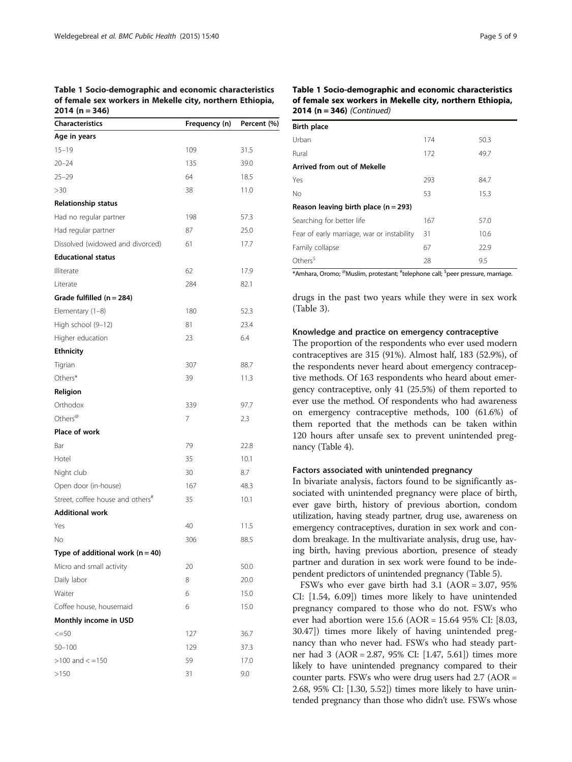**Table 1 Socio-demographic and economic characteristics of female sex workers in Mekelle city, northern Ethiopia, 2014 (n = 346)**

| Characteristics | Frequency (n) | Percent (%) |
|---|---|---|
| **Age in years** | | |
| 15–19 | 109 | 31.5 |
| 20–24 | 135 | 39.0 |
| 25–29 | 64 | 18.5 |
| >30 | 38 | 11.0 |
| **Relationship status** | | |
| Had no regular partner | 198 | 57.3 |
| Had regular partner | 87 | 25.0 |
| Dissolved (widowed and divorced) | 61 | 17.7 |
| **Educational status** | | |
| Illiterate | 62 | 17.9 |
| Literate | 284 | 82.1 |
| **Grade fulfilled (n = 284)** | | |
| Elementary (1–8) | 180 | 52.3 |
| High school (9–12) | 81 | 23.4 |
| Higher education | 23 | 6.4 |
| **Ethnicity** | | |
| Tigrian | 307 | 88.7 |
| Others* | 39 | 11.3 |
| **Religion** | | |
| Orthodox | 339 | 97.7 |
| Others[@] | 7 | 2.3 |
| **Place of work** | | |
| Bar | 79 | 22.8 |
| Hotel | 35 | 10.1 |
| Night club | 30 | 8.7 |
| Open door (in-house) | 167 | 48.3 |
| Street, coffee house and others[#] | 35 | 10.1 |
| **Additional work** | | |
| Yes | 40 | 11.5 |
| No | 306 | 88.5 |
| **Type of additional work (n = 40)** | | |
| Micro and small activity | 20 | 50.0 |
| Daily labor | 8 | 20.0 |
| Waiter | 6 | 15.0 |
| Coffee house, housemaid | 6 | 15.0 |
| **Monthly income in USD** | | |
| <=50 | 127 | 36.7 |
| 50–100 | 129 | 37.3 |
| >100 and < =150 | 59 | 17.0 |
| >150 | 31 | 9.0 |
| **Birth place** | | |
| Urban | 174 | 50.3 |
| Rural | 172 | 49.7 |
| **Arrived from out of Mekelle** | | |
| Yes | 293 | 84.7 |
| No | 53 | 15.3 |
| **Reason leaving birth place (n = 293)** | | |
| Searching for better life | 167 | 57.0 |
| Fear of early marriage, war or instability | 31 | 10.6 |
| Family collapse | 67 | 22.9 |
| Others[$] | 28 | 9.5 |

*Amhara, Oromo; [@]Muslim, protestant; [#]telephone call; [$]peer pressure, marriage.

drugs in the past two years while they were in sex work (Table 3).

### Knowledge and practice on emergency contraceptive

The proportion of the respondents who ever used modern contraceptives are 315 (91%). Almost half, 183 (52.9%), of the respondents never heard about emergency contraceptive methods. Of 163 respondents who heard about emergency contraceptive, only 41 (25.5%) of them reported to ever use the method. Of respondents who had awareness on emergency contraceptive methods, 100 (61.6%) of them reported that the methods can be taken within 120 hours after unsafe sex to prevent unintended pregnancy (Table 4).

### Factors associated with unintended pregnancy

In bivariate analysis, factors found to be significantly associated with unintended pregnancy were place of birth, ever gave birth, history of previous abortion, condom utilization, having steady partner, drug use, awareness on emergency contraceptives, duration in sex work and condom breakage. In the multivariate analysis, drug use, having birth, having previous abortion, presence of steady partner and duration in sex work were found to be independent predictors of unintended pregnancy (Table 5).

FSWs who ever gave birth had 3.1 (AOR = 3.07, 95% CI: [1.54, 6.09]) times more likely to have unintended pregnancy compared to those who do not. FSWs who ever had abortion were 15.6 (AOR = 15.64 95% CI: [8.03, 30.47]) times more likely of having unintended pregnancy than who never had. FSWs who had steady partner had 3 (AOR = 2.87, 95% CI: [1.47, 5.61]) times more likely to have unintended pregnancy compared to their counter parts. FSWs who were drug users had 2.7 (AOR = 2.68, 95% CI: [1.30, 5.52]) times more likely to have unintended pregnancy than those who didn't use. FSWs whose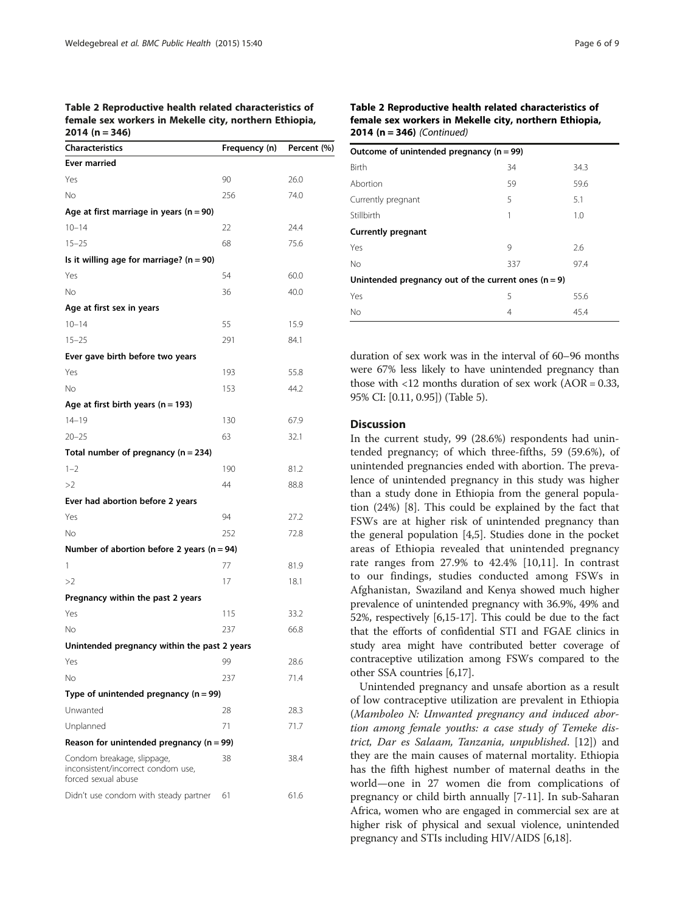**Table 2 Reproductive health related characteristics of female sex workers in Mekelle city, northern Ethiopia, 2014 (n = 346)**

| Characteristics | Frequency (n) | Percent (%) |
|---|---|---|
| **Ever married** | | |
| Yes | 90 | 26.0 |
| No | 256 | 74.0 |
| **Age at first marriage in years (n = 90)** | | |
| 10–14 | 22 | 24.4 |
| 15–25 | 68 | 75.6 |
| **Is it willing age for marriage? (n = 90)** | | |
| Yes | 54 | 60.0 |
| No | 36 | 40.0 |
| **Age at first sex in years** | | |
| 10–14 | 55 | 15.9 |
| 15–25 | 291 | 84.1 |
| **Ever gave birth before two years** | | |
| Yes | 193 | 55.8 |
| No | 153 | 44.2 |
| **Age at first birth years (n = 193)** | | |
| 14–19 | 130 | 67.9 |
| 20–25 | 63 | 32.1 |
| **Total number of pregnancy (n = 234)** | | |
| 1–2 | 190 | 81.2 |
| >2 | 44 | 88.8 |
| **Ever had abortion before 2 years** | | |
| Yes | 94 | 27.2 |
| No | 252 | 72.8 |
| **Number of abortion before 2 years (n = 94)** | | |
| 1 | 77 | 81.9 |
| >2 | 17 | 18.1 |
| **Pregnancy within the past 2 years** | | |
| Yes | 115 | 33.2 |
| No | 237 | 66.8 |
| **Unintended pregnancy within the past 2 years** | | |
| Yes | 99 | 28.6 |
| No | 237 | 71.4 |
| **Type of unintended pregnancy (n = 99)** | | |
| Unwanted | 28 | 28.3 |
| Unplanned | 71 | 71.7 |
| **Reason for unintended pregnancy (n = 99)** | | |
| Condom breakage, slippage, inconsistent/incorrect condom use, forced sexual abuse | 38 | 38.4 |
| Didn't use condom with steady partner | 61 | 61.6 |
| **Outcome of unintended pregnancy (n = 99)** | | |
| Birth | 34 | 34.3 |
| Abortion | 59 | 59.6 |
| Currently pregnant | 5 | 5.1 |
| Stillbirth | 1 | 1.0 |
| **Currently pregnant** | | |
| Yes | 9 | 2.6 |
| No | 337 | 97.4 |
| **Unintended pregnancy out of the current ones (n = 9)** | | |
| Yes | 5 | 55.6 |
| No | 4 | 45.4 |

duration of sex work was in the interval of 60–96 months were 67% less likely to have unintended pregnancy than those with <12 months duration of sex work (AOR = 0.33, 95% CI: [0.11, 0.95]) (Table 5).

## Discussion

In the current study, 99 (28.6%) respondents had unintended pregnancy; of which three-fifths, 59 (59.6%), of unintended pregnancies ended with abortion. The prevalence of unintended pregnancy in this study was higher than a study done in Ethiopia from the general population (24%) [8]. This could be explained by the fact that FSWs are at higher risk of unintended pregnancy than the general population [4,5]. Studies done in the pocket areas of Ethiopia revealed that unintended pregnancy rate ranges from 27.9% to 42.4% [10,11]. In contrast to our findings, studies conducted among FSWs in Afghanistan, Swaziland and Kenya showed much higher prevalence of unintended pregnancy with 36.9%, 49% and 52%, respectively [6,15-17]. This could be due to the fact that the efforts of confidential STI and FGAE clinics in study area might have contributed better coverage of contraceptive utilization among FSWs compared to the other SSA countries [6,17].

Unintended pregnancy and unsafe abortion as a result of low contraceptive utilization are prevalent in Ethiopia (*Mamboleo N: Unwanted pregnancy and induced abortion among female youths: a case study of Temeke district, Dar es Salaam, Tanzania, unpublished*. [12]) and they are the main causes of maternal mortality. Ethiopia has the fifth highest number of maternal deaths in the world—one in 27 women die from complications of pregnancy or child birth annually [7-11]. In sub-Saharan Africa, women who are engaged in commercial sex are at higher risk of physical and sexual violence, unintended pregnancy and STIs including HIV/AIDS [6,18].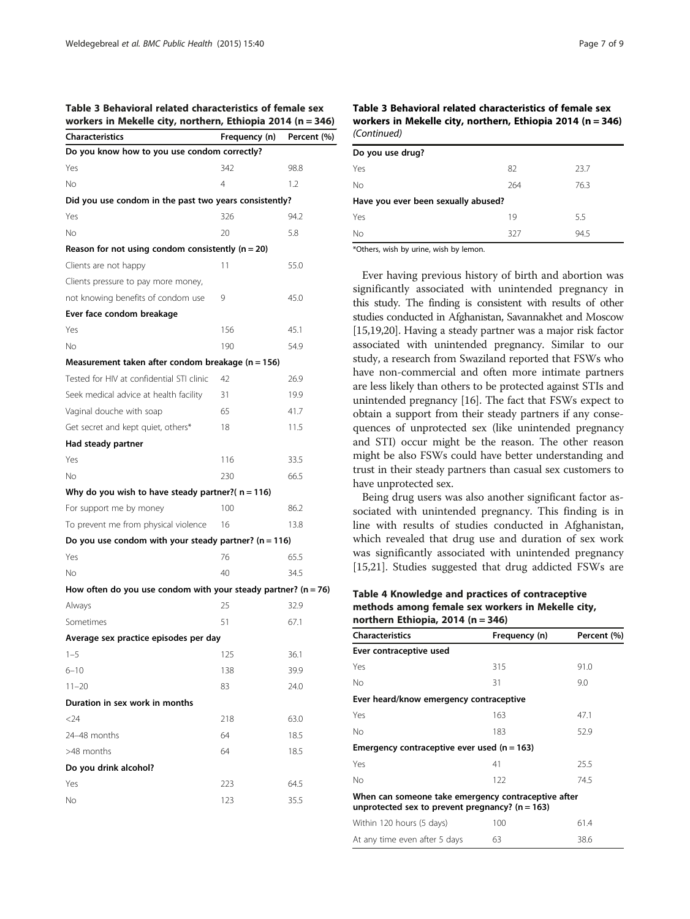**Table 3 Behavioral related characteristics of female sex workers in Mekelle city, northern, Ethiopia 2014 (n = 346)**

| Characteristics | Frequency (n) | Percent (%) |
|---|---|---|
| **Do you know how to you use condom correctly?** | | |
| Yes | 342 | 98.8 |
| No | 4 | 1.2 |
| **Did you use condom in the past two years consistently?** | | |
| Yes | 326 | 94.2 |
| No | 20 | 5.8 |
| **Reason for not using condom consistently (n = 20)** | | |
| Clients are not happy | 11 | 55.0 |
| Clients pressure to pay more money, not knowing benefits of condom use | 9 | 45.0 |
| **Ever face condom breakage** | | |
| Yes | 156 | 45.1 |
| No | 190 | 54.9 |
| **Measurement taken after condom breakage (n = 156)** | | |
| Tested for HIV at confidential STI clinic | 42 | 26.9 |
| Seek medical advice at health facility | 31 | 19.9 |
| Vaginal douche with soap | 65 | 41.7 |
| Get secret and kept quiet, others* | 18 | 11.5 |
| **Had steady partner** | | |
| Yes | 116 | 33.5 |
| No | 230 | 66.5 |
| **Why do you wish to have steady partner?( n = 116)** | | |
| For support me by money | 100 | 86.2 |
| To prevent me from physical violence | 16 | 13.8 |
| **Do you use condom with your steady partner? (n = 116)** | | |
| Yes | 76 | 65.5 |
| No | 40 | 34.5 |
| **How often do you use condom with your steady partner? (n = 76)** | | |
| Always | 25 | 32.9 |
| Sometimes | 51 | 67.1 |
| **Average sex practice episodes per day** | | |
| 1–5 | 125 | 36.1 |
| 6–10 | 138 | 39.9 |
| 11–20 | 83 | 24.0 |
| **Duration in sex work in months** | | |
| <24 | 218 | 63.0 |
| 24–48 months | 64 | 18.5 |
| >48 months | 64 | 18.5 |
| **Do you drink alcohol?** | | |
| Yes | 223 | 64.5 |
| No | 123 | 35.5 |
| **Do you use drug?** | | |
| Yes | 82 | 23.7 |
| No | 264 | 76.3 |
| **Have you ever been sexually abused?** | | |
| Yes | 19 | 5.5 |
| No | 327 | 94.5 |

*Others, wish by urine, wish by lemon.

Ever having previous history of birth and abortion was significantly associated with unintended pregnancy in this study. The finding is consistent with results of other studies conducted in Afghanistan, Savannakhet and Moscow [15,19,20]. Having a steady partner was a major risk factor associated with unintended pregnancy. Similar to our study, a research from Swaziland reported that FSWs who have non-commercial and often more intimate partners are less likely than others to be protected against STIs and unintended pregnancy [16]. The fact that FSWs expect to obtain a support from their steady partners if any consequences of unprotected sex (like unintended pregnancy and STI) occur might be the reason. The other reason might be also FSWs could have better understanding and trust in their steady partners than casual sex customers to have unprotected sex.

Being drug users was also another significant factor associated with unintended pregnancy. This finding is in line with results of studies conducted in Afghanistan, which revealed that drug use and duration of sex work was significantly associated with unintended pregnancy [15,21]. Studies suggested that drug addicted FSWs are

**Table 4 Knowledge and practices of contraceptive methods among female sex workers in Mekelle city, northern Ethiopia, 2014 (n = 346)**

| Characteristics | Frequency (n) | Percent (%) |
|---|---|---|
| **Ever contraceptive used** | | |
| Yes | 315 | 91.0 |
| No | 31 | 9.0 |
| **Ever heard/know emergency contraceptive** | | |
| Yes | 163 | 47.1 |
| No | 183 | 52.9 |
| **Emergency contraceptive ever used (n = 163)** | | |
| Yes | 41 | 25.5 |
| No | 122 | 74.5 |
| **When can someone take emergency contraceptive after unprotected sex to prevent pregnancy? (n = 163)** | | |
| Within 120 hours (5 days) | 100 | 61.4 |
| At any time even after 5 days | 63 | 38.6 |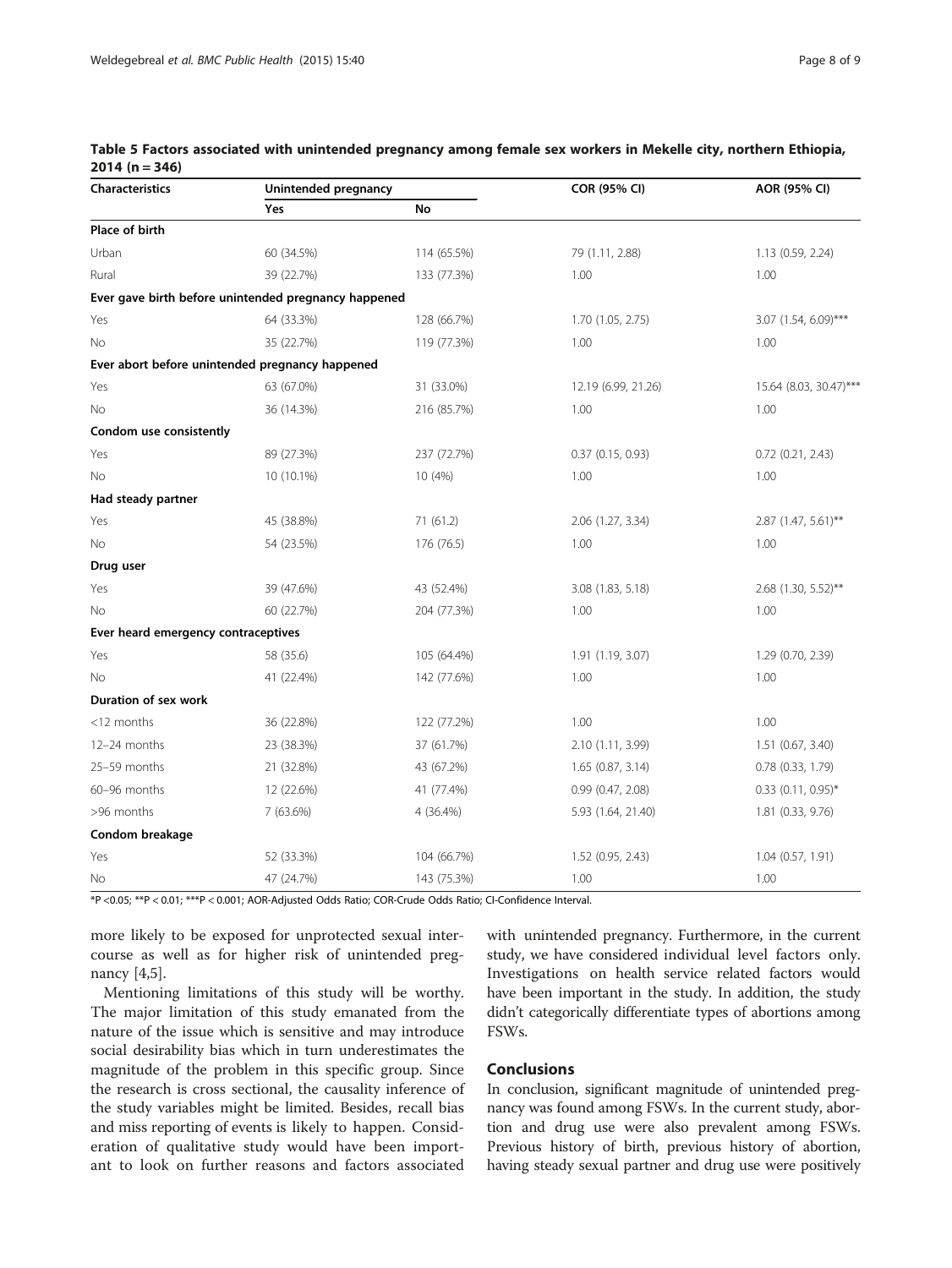**Table 5 Factors associated with unintended pregnancy among female sex workers in Mekelle city, northern Ethiopia, 2014 (n = 346)**

| Characteristics | Unintended pregnancy | | COR (95% CI) | AOR (95% CI) |
|---|---|---|---|---|
| | Yes | No | | |
| **Place of birth** | | | | |
| Urban | 60 (34.5%) | 114 (65.5%) | 79 (1.11, 2.88) | 1.13 (0.59, 2.24) |
| Rural | 39 (22.7%) | 133 (77.3%) | 1.00 | 1.00 |
| **Ever gave birth before unintended pregnancy happened** | | | | |
| Yes | 64 (33.3%) | 128 (66.7%) | 1.70 (1.05, 2.75) | 3.07 (1.54, 6.09)*** |
| No | 35 (22.7%) | 119 (77.3%) | 1.00 | 1.00 |
| **Ever abort before unintended pregnancy happened** | | | | |
| Yes | 63 (67.0%) | 31 (33.0%) | 12.19 (6.99, 21.26) | 15.64 (8.03, 30.47)*** |
| No | 36 (14.3%) | 216 (85.7%) | 1.00 | 1.00 |
| **Condom use consistently** | | | | |
| Yes | 89 (27.3%) | 237 (72.7%) | 0.37 (0.15, 0.93) | 0.72 (0.21, 2.43) |
| No | 10 (10.1%) | 10 (4%) | 1.00 | 1.00 |
| **Had steady partner** | | | | |
| Yes | 45 (38.8%) | 71 (61.2) | 2.06 (1.27, 3.34) | 2.87 (1.47, 5.61)** |
| No | 54 (23.5%) | 176 (76.5) | 1.00 | 1.00 |
| **Drug user** | | | | |
| Yes | 39 (47.6%) | 43 (52.4%) | 3.08 (1.83, 5.18) | 2.68 (1.30, 5.52)** |
| No | 60 (22.7%) | 204 (77.3%) | 1.00 | 1.00 |
| **Ever heard emergency contraceptives** | | | | |
| Yes | 58 (35.6) | 105 (64.4%) | 1.91 (1.19, 3.07) | 1.29 (0.70, 2.39) |
| No | 41 (22.4%) | 142 (77.6%) | 1.00 | 1.00 |
| **Duration of sex work** | | | | |
| <12 months | 36 (22.8%) | 122 (77.2%) | 1.00 | 1.00 |
| 12–24 months | 23 (38.3%) | 37 (61.7%) | 2.10 (1.11, 3.99) | 1.51 (0.67, 3.40) |
| 25–59 months | 21 (32.8%) | 43 (67.2%) | 1.65 (0.87, 3.14) | 0.78 (0.33, 1.79) |
| 60–96 months | 12 (22.6%) | 41 (77.4%) | 0.99 (0.47, 2.08) | 0.33 (0.11, 0.95)* |
| >96 months | 7 (63.6%) | 4 (36.4%) | 5.93 (1.64, 21.40) | 1.81 (0.33, 9.76) |
| **Condom breakage** | | | | |
| Yes | 52 (33.3%) | 104 (66.7%) | 1.52 (0.95, 2.43) | 1.04 (0.57, 1.91) |
| No | 47 (24.7%) | 143 (75.3%) | 1.00 | 1.00 |

*P <0.05; **P < 0.01; ***P < 0.001; AOR-Adjusted Odds Ratio; COR-Crude Odds Ratio; CI-Confidence Interval.

more likely to be exposed for unprotected sexual intercourse as well as for higher risk of unintended pregnancy [4,5].

Mentioning limitations of this study will be worthy. The major limitation of this study emanated from the nature of the issue which is sensitive and may introduce social desirability bias which in turn underestimates the magnitude of the problem in this specific group. Since the research is cross sectional, the causality inference of the study variables might be limited. Besides, recall bias and miss reporting of events is likely to happen. Consideration of qualitative study would have been important to look on further reasons and factors associated with unintended pregnancy. Furthermore, in the current study, we have considered individual level factors only. Investigations on health service related factors would have been important in the study. In addition, the study didn't categorically differentiate types of abortions among FSWs.

## Conclusions

In conclusion, significant magnitude of unintended pregnancy was found among FSWs. In the current study, abortion and drug use were also prevalent among FSWs. Previous history of birth, previous history of abortion, having steady sexual partner and drug use were positively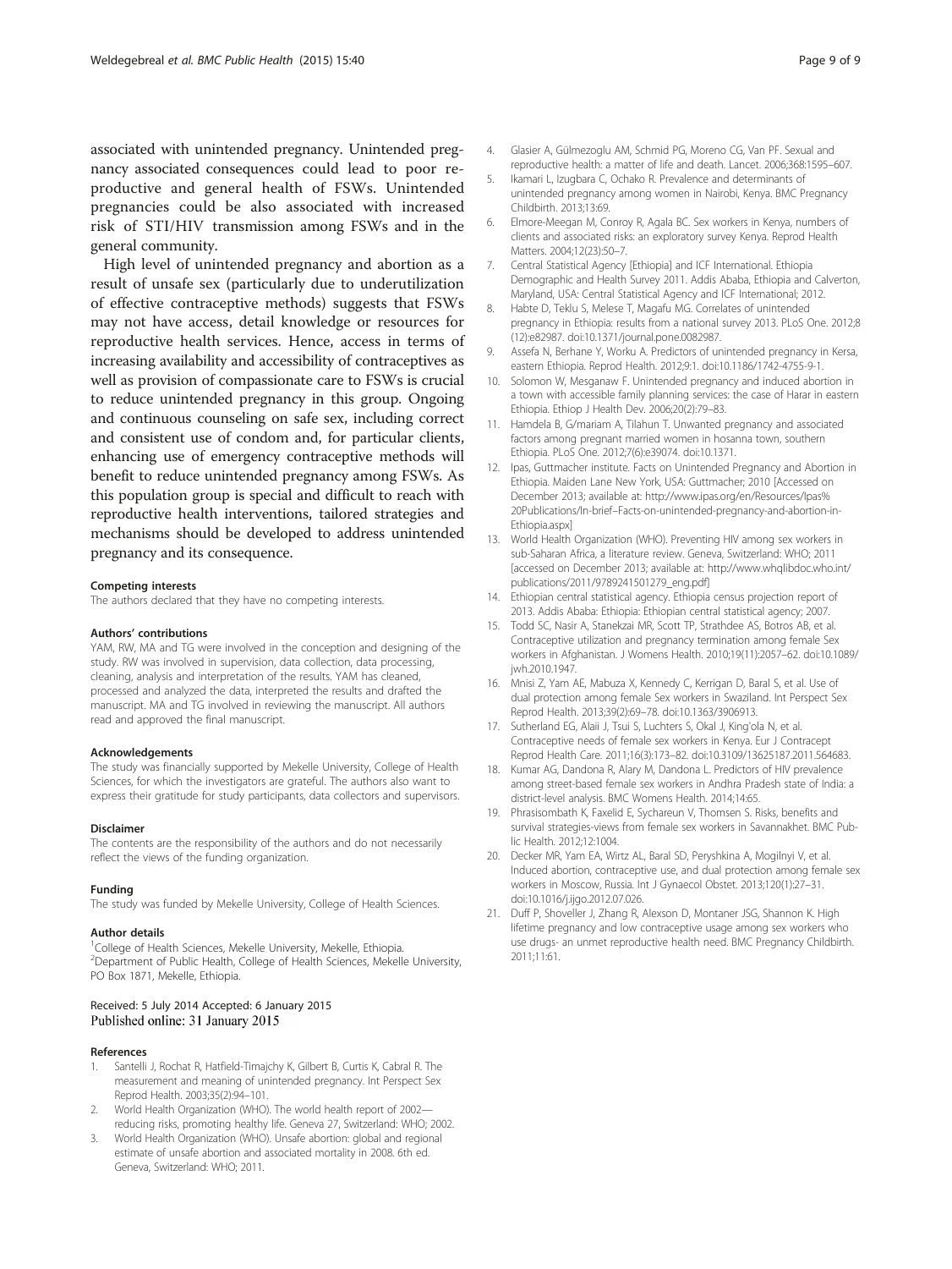associated with unintended pregnancy. Unintended pregnancy associated consequences could lead to poor reproductive and general health of FSWs. Unintended pregnancies could be also associated with increased risk of STI/HIV transmission among FSWs and in the general community.

High level of unintended pregnancy and abortion as a result of unsafe sex (particularly due to underutilization of effective contraceptive methods) suggests that FSWs may not have access, detail knowledge or resources for reproductive health services. Hence, access in terms of increasing availability and accessibility of contraceptives as well as provision of compassionate care to FSWs is crucial to reduce unintended pregnancy in this group. Ongoing and continuous counseling on safe sex, including correct and consistent use of condom and, for particular clients, enhancing use of emergency contraceptive methods will benefit to reduce unintended pregnancy among FSWs. As this population group is special and difficult to reach with reproductive health interventions, tailored strategies and mechanisms should be developed to address unintended pregnancy and its consequence.

#### Competing interests
The authors declared that they have no competing interests.

#### Authors' contributions
YAM, RW, MA and TG were involved in the conception and designing of the study. RW was involved in supervision, data collection, data processing, cleaning, analysis and interpretation of the results. YAM has cleaned, processed and analyzed the data, interpreted the results and drafted the manuscript. MA and TG involved in reviewing the manuscript. All authors read and approved the final manuscript.

#### Acknowledgements
The study was financially supported by Mekelle University, College of Health Sciences, for which the investigators are grateful. The authors also want to express their gratitude for study participants, data collectors and supervisors.

#### Disclaimer
The contents are the responsibility of the authors and do not necessarily reflect the views of the funding organization.

#### Funding
The study was funded by Mekelle University, College of Health Sciences.

#### Author details
[1]College of Health Sciences, Mekelle University, Mekelle, Ethiopia. [2]Department of Public Health, College of Health Sciences, Mekelle University, PO Box 1871, Mekelle, Ethiopia.

Received: 5 July 2014 Accepted: 6 January 2015
Published online: 31 January 2015

#### References

1. Santelli J, Rochat R, Hatfield-Timajchy K, Gilbert B, Curtis K, Cabral R. The measurement and meaning of unintended pregnancy. Int Perspect Sex Reprod Health. 2003;35(2):94–101.
2. World Health Organization (WHO). The world health report of 2002—reducing risks, promoting healthy life. Geneva 27, Switzerland: WHO; 2002.
3. World Health Organization (WHO). Unsafe abortion: global and regional estimate of unsafe abortion and associated mortality in 2008. 6th ed. Geneva, Switzerland: WHO; 2011.
4. Glasier A, Gülmezoglu AM, Schmid PG, Moreno CG, Van PF. Sexual and reproductive health: a matter of life and death. Lancet. 2006;368:1595–607.
5. Ikamari L, Izugbara C, Ochako R. Prevalence and determinants of unintended pregnancy among women in Nairobi, Kenya. BMC Pregnancy Childbirth. 2013;13:69.
6. Elmore-Meegan M, Conroy R, Agala BC. Sex workers in Kenya, numbers of clients and associated risks: an exploratory survey Kenya. Reprod Health Matters. 2004;12(23):50–7.
7. Central Statistical Agency [Ethiopia] and ICF International. Ethiopia Demographic and Health Survey 2011. Addis Ababa, Ethiopia and Calverton, Maryland, USA: Central Statistical Agency and ICF International; 2012.
8. Habte D, Teklu S, Melese T, Magafu MG. Correlates of unintended pregnancy in Ethiopia: results from a national survey 2013. PLoS One. 2012;8 (12):e82987. doi:10.1371/journal.pone.0082987.
9. Assefa N, Berhane Y, Worku A. Predictors of unintended pregnancy in Kersa, eastern Ethiopia. Reprod Health. 2012;9:1. doi:10.1186/1742-4755-9-1.
10. Solomon W, Mesganaw F. Unintended pregnancy and induced abortion in a town with accessible family planning services: the case of Harar in eastern Ethiopia. Ethiop J Health Dev. 2006;20(2):79–83.
11. Hamdela B, G/mariam A, Tilahun T. Unwanted pregnancy and associated factors among pregnant married women in hosanna town, southern Ethiopia. PLoS One. 2012;7(6):e39074. doi:10.1371.
12. Ipas, Guttmacher institute. Facts on Unintended Pregnancy and Abortion in Ethiopia. Maiden Lane New York, USA: Guttmacher; 2010 [Accessed on December 2013; available at: http://www.ipas.org/en/Resources/Ipas%20Publications/In-brief–Facts-on-unintended-pregnancy-and-abortion-in-Ethiopia.aspx]
13. World Health Organization (WHO). Preventing HIV among sex workers in sub-Saharan Africa, a literature review. Geneva, Switzerland: WHO; 2011 [accessed on December 2013; available at: http://www.whqlibdoc.who.int/publications/2011/9789241501279_eng.pdf]
14. Ethiopian central statistical agency. Ethiopia census projection report of 2013. Addis Ababa: Ethiopia: Ethiopian central statistical agency; 2007.
15. Todd SC, Nasir A, Stanekzai MR, Scott TP, Strathdee AS, Botros AB, et al. Contraceptive utilization and pregnancy termination among female Sex workers in Afghanistan. J Womens Health. 2010;19(11):2057–62. doi:10.1089/jwh.2010.1947.
16. Mnisi Z, Yam AE, Mabuza X, Kennedy C, Kerrigan D, Baral S, et al. Use of dual protection among female Sex workers in Swaziland. Int Perspect Sex Reprod Health. 2013;39(2):69–78. doi:10.1363/3906913.
17. Sutherland EG, Alaii J, Tsui S, Luchters S, Okal J, King'ola N, et al. Contraceptive needs of female sex workers in Kenya. Eur J Contracept Reprod Health Care. 2011;16(3):173–82. doi:10.3109/13625187.2011.564683.
18. Kumar AG, Dandona R, Alary M, Dandona L. Predictors of HIV prevalence among street-based female sex workers in Andhra Pradesh state of India: a district-level analysis. BMC Womens Health. 2014;14:65.
19. Phrasisombath K, Faxelid E, Sychareun V, Thomsen S. Risks, benefits and survival strategies-views from female sex workers in Savannakhet. BMC Public Health. 2012;12:1004.
20. Decker MR, Yam EA, Wirtz AL, Baral SD, Peryshkina A, Mogilnyi V, et al. Induced abortion, contraceptive use, and dual protection among female sex workers in Moscow, Russia. Int J Gynaecol Obstet. 2013;120(1):27–31. doi:10.1016/j.ijgo.2012.07.026.
21. Duff P, Shoveller J, Zhang R, Alexson D, Montaner JSG, Shannon K. High lifetime pregnancy and low contraceptive usage among sex workers who use drugs- an unmet reproductive health need. BMC Pregnancy Childbirth. 2011;11:61.